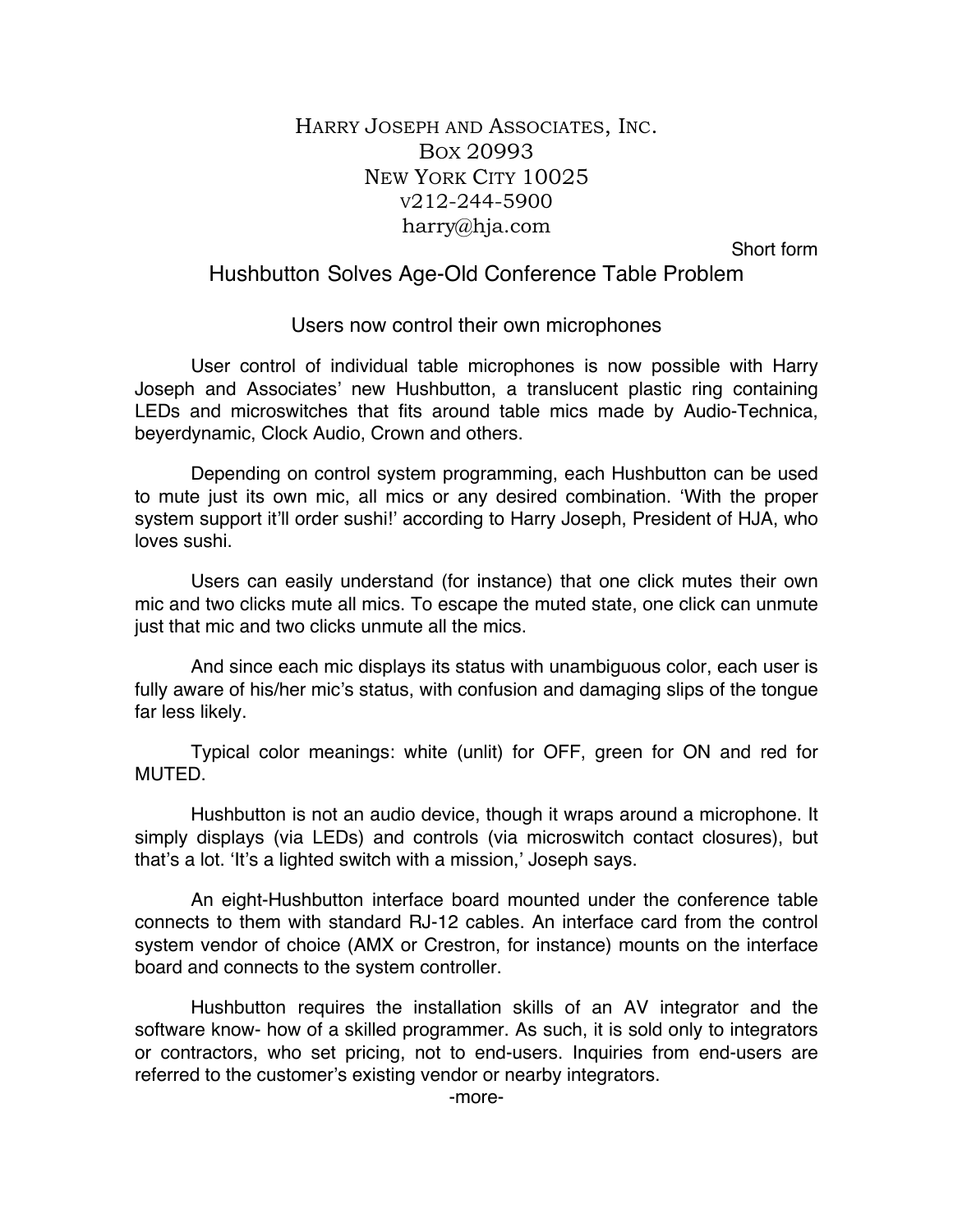HARRY JOSEPH AND ASSOCIATES, INC.
BOX 20993
NEW YORK CITY 10025
v212-244-5900
harry@hja.com

Short form

# Hushbutton Solves Age-Old Conference Table Problem

## Users now control their own microphones

User control of individual table microphones is now possible with Harry Joseph and Associates' new Hushbutton, a translucent plastic ring containing LEDs and microswitches that fits around table mics made by Audio-Technica, beyerdynamic, Clock Audio, Crown and others.

Depending on control system programming, each Hushbutton can be used to mute just its own mic, all mics or any desired combination. 'With the proper system support it'll order sushi!' according to Harry Joseph, President of HJA, who loves sushi.

Users can easily understand (for instance) that one click mutes their own mic and two clicks mute all mics. To escape the muted state, one click can unmute just that mic and two clicks unmute all the mics.

And since each mic displays its status with unambiguous color, each user is fully aware of his/her mic's status, with confusion and damaging slips of the tongue far less likely.

Typical color meanings: white (unlit) for OFF, green for ON and red for MUTED.

Hushbutton is not an audio device, though it wraps around a microphone. It simply displays (via LEDs) and controls (via microswitch contact closures), but that's a lot. 'It's a lighted switch with a mission,' Joseph says.

An eight-Hushbutton interface board mounted under the conference table connects to them with standard RJ-12 cables. An interface card from the control system vendor of choice (AMX or Crestron, for instance) mounts on the interface board and connects to the system controller.

Hushbutton requires the installation skills of an AV integrator and the software know- how of a skilled programmer. As such, it is sold only to integrators or contractors, who set pricing, not to end-users. Inquiries from end-users are referred to the customer's existing vendor or nearby integrators.

-more-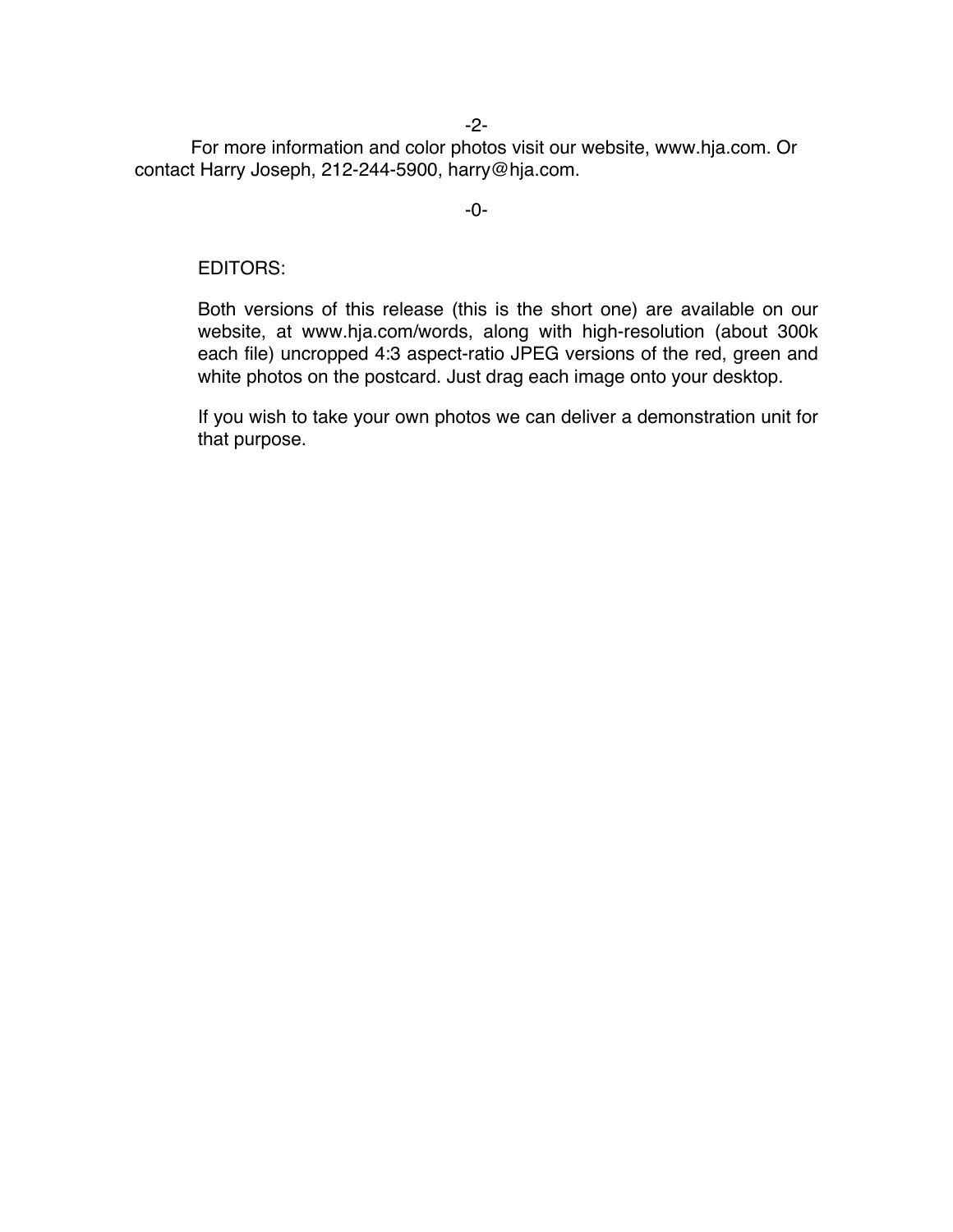For more information and color photos visit our website, www.hja.com. Or contact Harry Joseph, 212-244-5900, harry@hja.com.

-0-

EDITORS:

Both versions of this release (this is the short one) are available on our website, at www.hja.com/words, along with high-resolution (about 300k each file) uncropped 4:3 aspect-ratio JPEG versions of the red, green and white photos on the postcard. Just drag each image onto your desktop.

If you wish to take your own photos we can deliver a demonstration unit for that purpose.